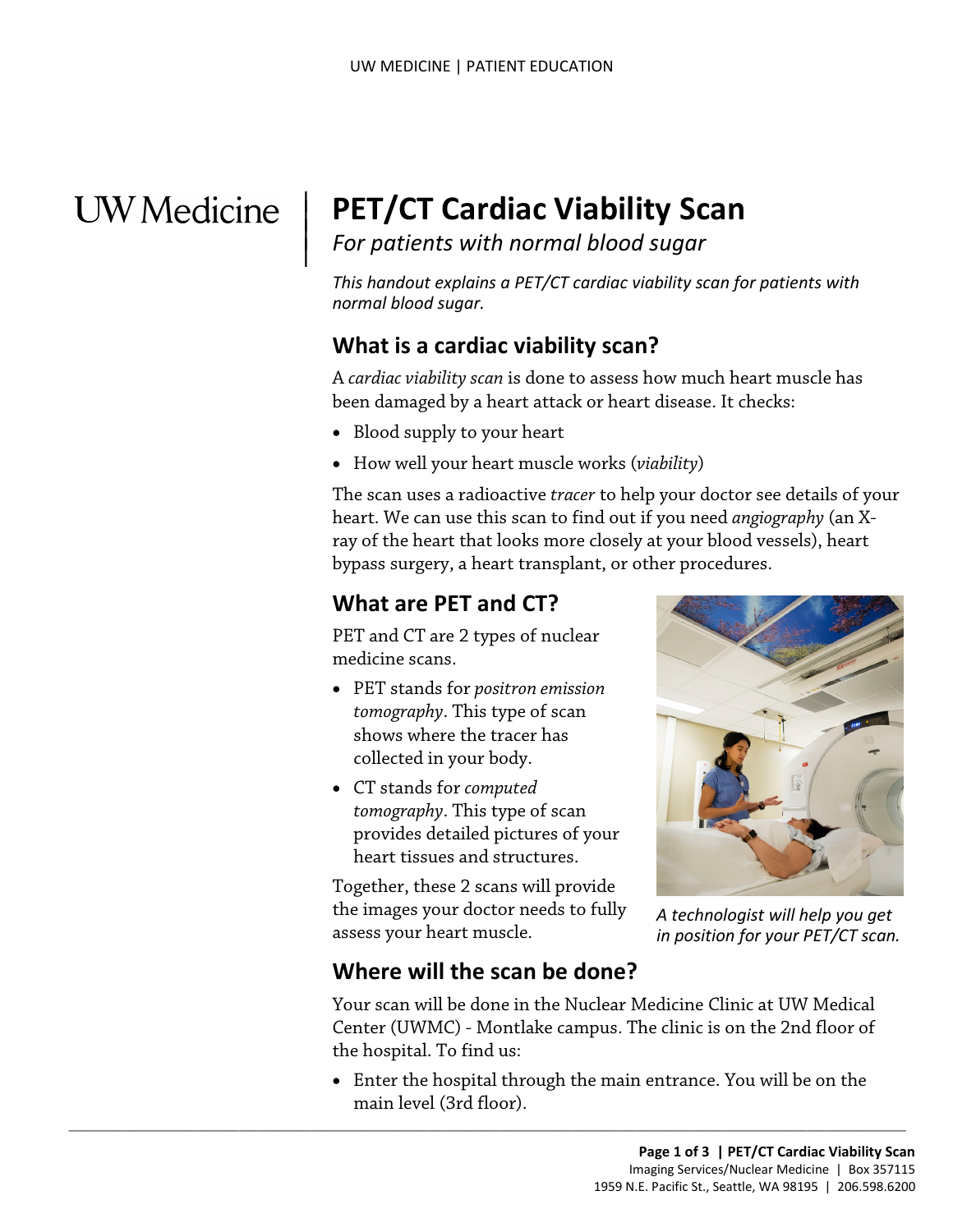UW Medicine

# PET/CT Cardiac Viability Scan

*For patients with normal blood sugar*

*This handout explains a PET/CT cardiac viability scan for patients with normal blood sugar.*

## What is a cardiac viability scan?

A *cardiac viability scan* is done to assess how much heart muscle has been damaged by a heart attack or heart disease. It checks:

- Blood supply to your heart
- How well your heart muscle works (*viability*)

The scan uses a radioactive *tracer* to help your doctor see details of your heart. We can use this scan to find out if you need *angiography* (an X-ray of the heart that looks more closely at your blood vessels), heart bypass surgery, a heart transplant, or other procedures.

## What are PET and CT?

PET and CT are 2 types of nuclear medicine scans.

- PET stands for *positron emission tomography*. This type of scan shows where the tracer has collected in your body.
- CT stands for *computed tomography*. This type of scan provides detailed pictures of your heart tissues and structures.

Together, these 2 scans will provide the images your doctor needs to fully assess your heart muscle.

*A technologist will help you get in position for your PET/CT scan.*

## Where will the scan be done?

Your scan will be done in the Nuclear Medicine Clinic at UW Medical Center (UWMC) - Montlake campus. The clinic is on the 2nd floor of the hospital. To find us:

- Enter the hospital through the main entrance. You will be on the main level (3rd floor).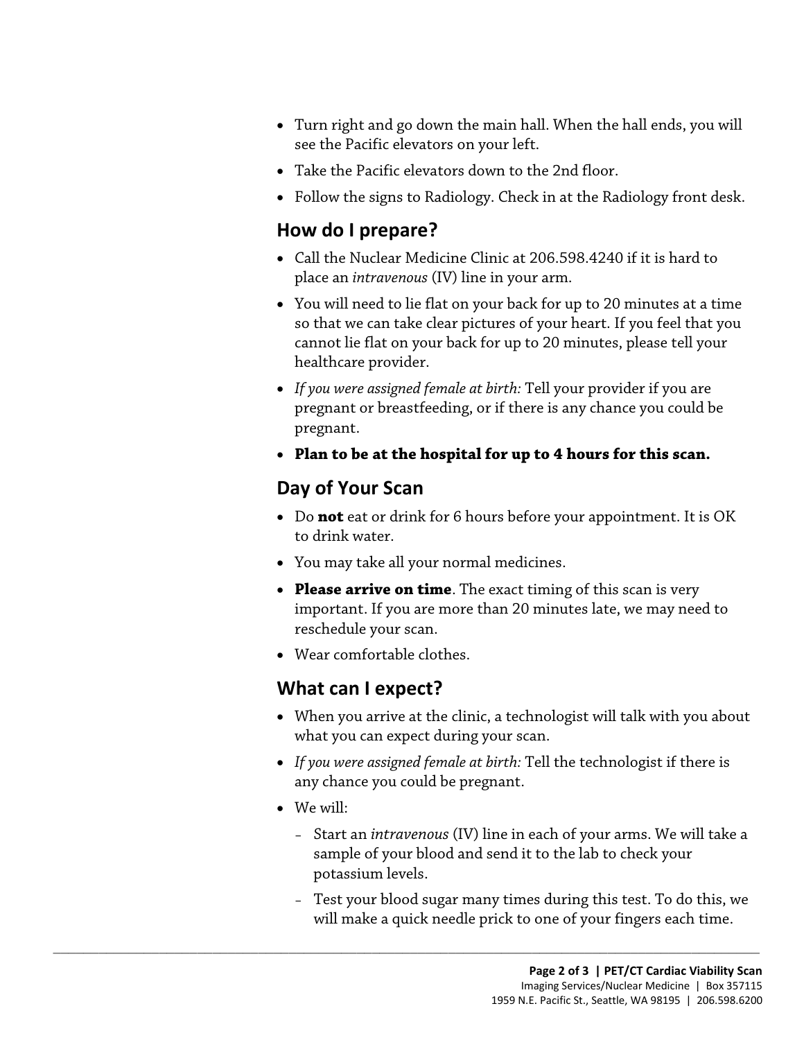- Turn right and go down the main hall. When the hall ends, you will see the Pacific elevators on your left.
- Take the Pacific elevators down to the 2nd floor.
- Follow the signs to Radiology. Check in at the Radiology front desk.

## How do I prepare?

- Call the Nuclear Medicine Clinic at 206.598.4240 if it is hard to place an *intravenous* (IV) line in your arm.
- You will need to lie flat on your back for up to 20 minutes at a time so that we can take clear pictures of your heart. If you feel that you cannot lie flat on your back for up to 20 minutes, please tell your healthcare provider.
- *If you were assigned female at birth:* Tell your provider if you are pregnant or breastfeeding, or if there is any chance you could be pregnant.
- **Plan to be at the hospital for up to 4 hours for this scan.**

## Day of Your Scan

- Do **not** eat or drink for 6 hours before your appointment. It is OK to drink water.
- You may take all your normal medicines.
- **Please arrive on time**. The exact timing of this scan is very important. If you are more than 20 minutes late, we may need to reschedule your scan.
- Wear comfortable clothes.

## What can I expect?

- When you arrive at the clinic, a technologist will talk with you about what you can expect during your scan.
- *If you were assigned female at birth:* Tell the technologist if there is any chance you could be pregnant.
- We will:
  - Start an *intravenous* (IV) line in each of your arms. We will take a sample of your blood and send it to the lab to check your potassium levels.
  - Test your blood sugar many times during this test. To do this, we will make a quick needle prick to one of your fingers each time.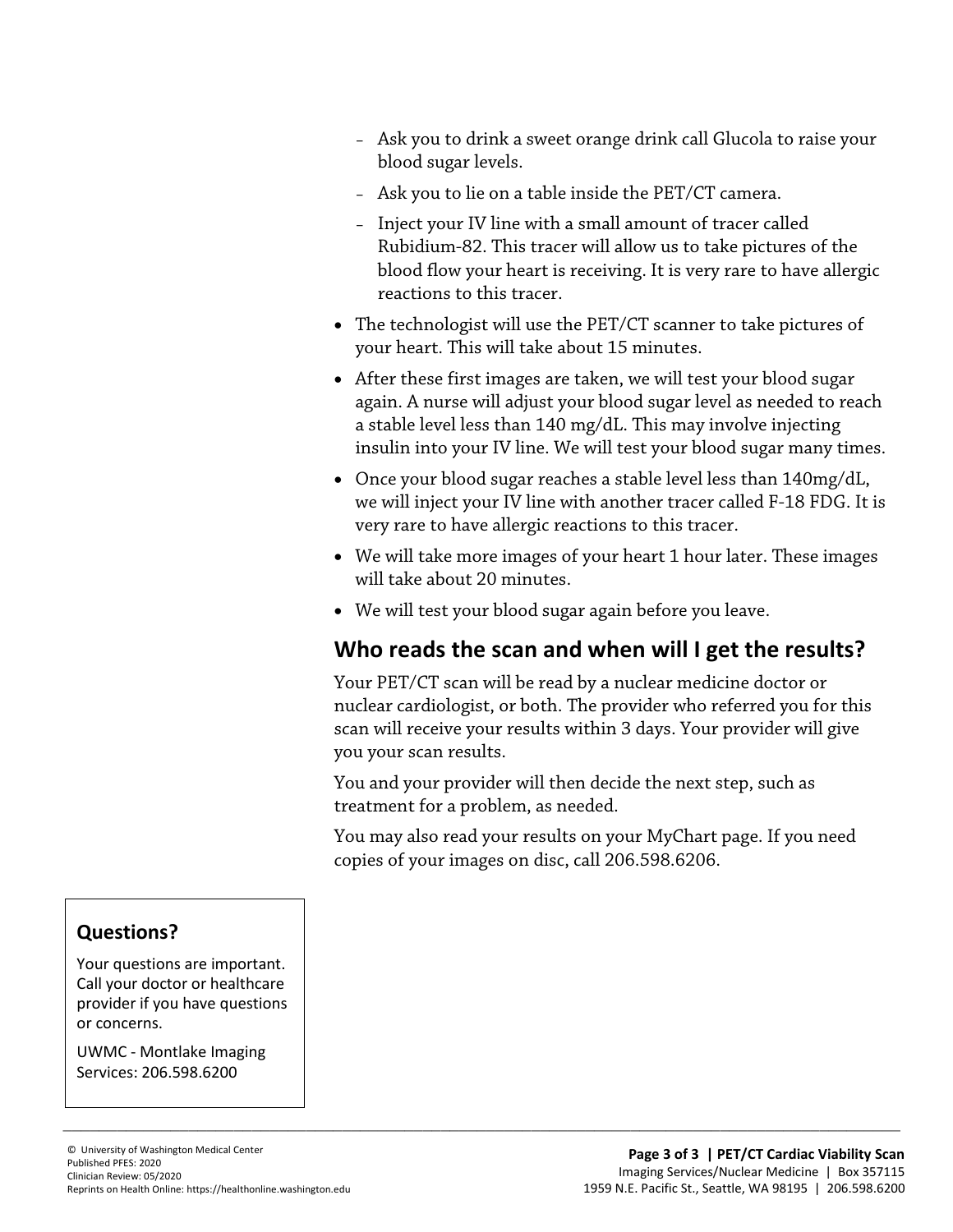- Ask you to drink a sweet orange drink call Glucola to raise your blood sugar levels.
  - Ask you to lie on a table inside the PET/CT camera.
  - Inject your IV line with a small amount of tracer called Rubidium-82. This tracer will allow us to take pictures of the blood flow your heart is receiving. It is very rare to have allergic reactions to this tracer.
- The technologist will use the PET/CT scanner to take pictures of your heart. This will take about 15 minutes.
- After these first images are taken, we will test your blood sugar again. A nurse will adjust your blood sugar level as needed to reach a stable level less than 140 mg/dL. This may involve injecting insulin into your IV line. We will test your blood sugar many times.
- Once your blood sugar reaches a stable level less than 140mg/dL, we will inject your IV line with another tracer called F-18 FDG. It is very rare to have allergic reactions to this tracer.
- We will take more images of your heart 1 hour later. These images will take about 20 minutes.
- We will test your blood sugar again before you leave.

## Who reads the scan and when will I get the results?

Your PET/CT scan will be read by a nuclear medicine doctor or nuclear cardiologist, or both. The provider who referred you for this scan will receive your results within 3 days. Your provider will give you your scan results.

You and your provider will then decide the next step, such as treatment for a problem, as needed.

You may also read your results on your MyChart page. If you need copies of your images on disc, call 206.598.6206.

### Questions?

Your questions are important. Call your doctor or healthcare provider if you have questions or concerns.

UWMC - Montlake Imaging Services: 206.598.6200

© University of Washington Medical Center
Published PFES: 2020
Clinician Review: 05/2020
Reprints on Health Online: https://healthonline.washington.edu

Imaging Services/Nuclear Medicine | Box 357115
1959 N.E. Pacific St., Seattle, WA 98195 | 206.598.6200